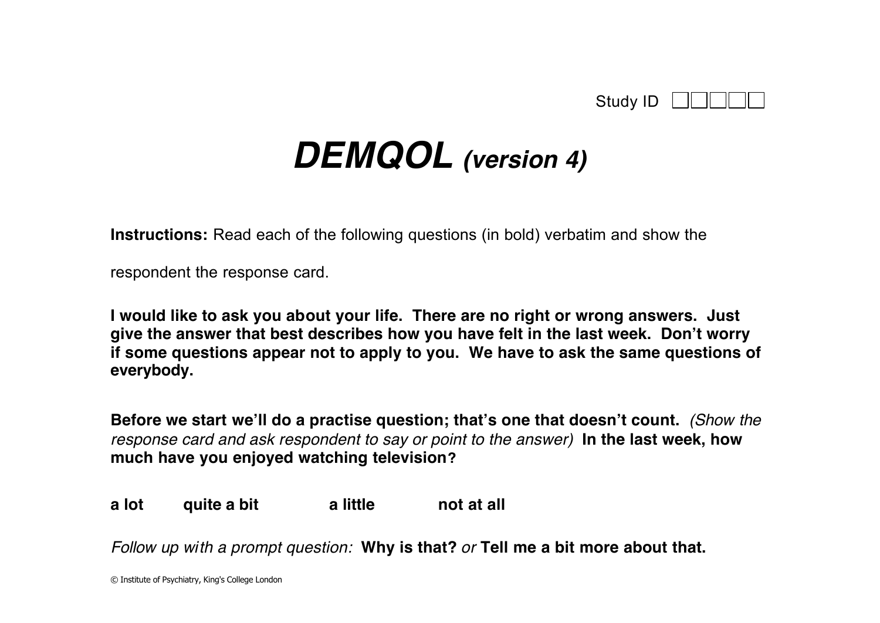Study ID ☐☐☐☐☐

# ***DEMQOL*** ***(version 4)***

**Instructions:** Read each of the following questions (in bold) verbatim and show the respondent the response card.

**I would like to ask you about your life. There are no right or wrong answers. Just give the answer that best describes how you have felt in the last week. Don't worry if some questions appear not to apply to you. We have to ask the same questions of everybody.**

**Before we start we'll do a practise question; that's one that doesn't count.** *(Show the response card and ask respondent to say or point to the answer)* **In the last week, how much have you enjoyed watching television?**

**a lot** **quite a bit** **a little** **not at all**

*Follow up with a prompt question:* **Why is that?** *or* **Tell me a bit more about that.**

© Institute of Psychiatry, King's College London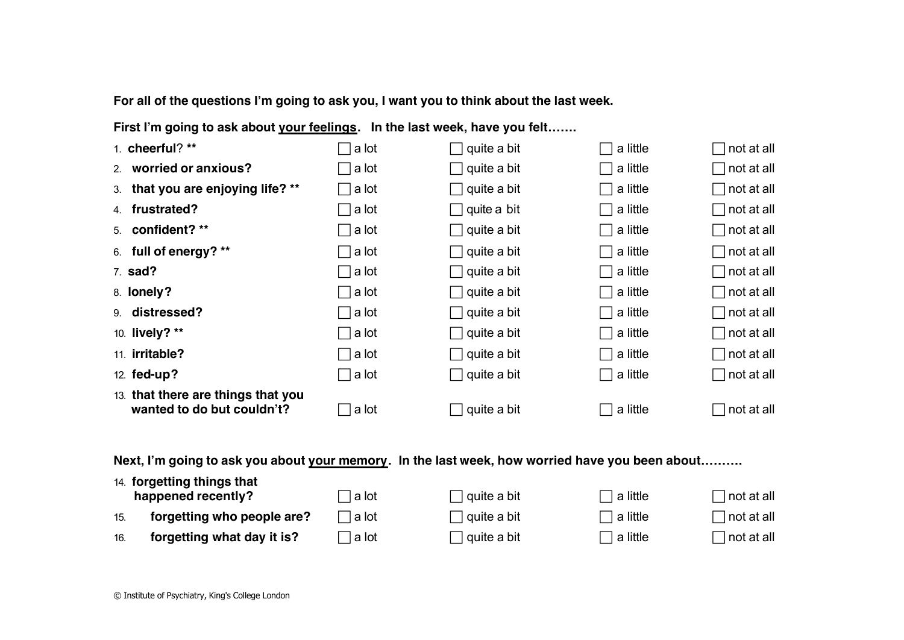**For all of the questions I'm going to ask you, I want you to think about the last week.**

**First I'm going to ask about <u>your feelings</u>. In the last week, have you felt…….**

| | | | | |
|---|---|---|---|---|
| 1. **cheerful**? ** | ☐ a lot | ☐ quite a bit | ☐ a little | ☐ not at all |
| 2. **worried or anxious?** | ☐ a lot | ☐ quite a bit | ☐ a little | ☐ not at all |
| 3. **that you are enjoying life? \*\*** | ☐ a lot | ☐ quite a bit | ☐ a little | ☐ not at all |
| 4. **frustrated?** | ☐ a lot | ☐ quite a bit | ☐ a little | ☐ not at all |
| 5. **confident? \*\*** | ☐ a lot | ☐ quite a bit | ☐ a little | ☐ not at all |
| 6. **full of energy? \*\*** | ☐ a lot | ☐ quite a bit | ☐ a little | ☐ not at all |
| 7. **sad?** | ☐ a lot | ☐ quite a bit | ☐ a little | ☐ not at all |
| 8. **lonely?** | ☐ a lot | ☐ quite a bit | ☐ a little | ☐ not at all |
| 9. **distressed?** | ☐ a lot | ☐ quite a bit | ☐ a little | ☐ not at all |
| 10. **lively? \*\*** | ☐ a lot | ☐ quite a bit | ☐ a little | ☐ not at all |
| 11. **irritable?** | ☐ a lot | ☐ quite a bit | ☐ a little | ☐ not at all |
| 12. **fed-up?** | ☐ a lot | ☐ quite a bit | ☐ a little | ☐ not at all |
| 13. **that there are things that you wanted to do but couldn't?** | ☐ a lot | ☐ quite a bit | ☐ a little | ☐ not at all |

**Next, I'm going to ask you about <u>your memory</u>. In the last week, how worried have you been about……….**

| | | | | |
|---|---|---|---|---|
| 14. **forgetting things that happened recently?** | ☐ a lot | ☐ quite a bit | ☐ a little | ☐ not at all |
| 15. **forgetting who people are?** | ☐ a lot | ☐ quite a bit | ☐ a little | ☐ not at all |
| 16. **forgetting what day it is?** | ☐ a lot | ☐ quite a bit | ☐ a little | ☐ not at all |

© Institute of Psychiatry, King's College London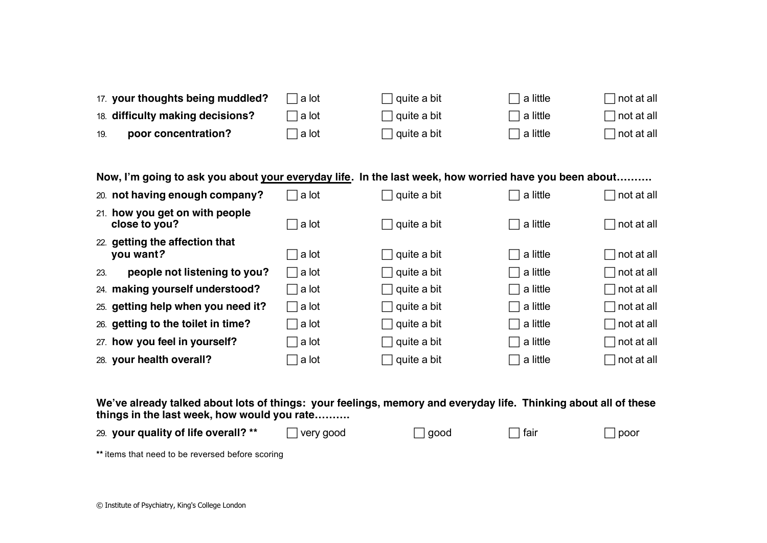| | | | | |
|---|---|---|---|---|
| 17. **your thoughts being muddled?** | ☐ a lot | ☐ quite a bit | ☐ a little | ☐ not at all |
| 18. **difficulty making decisions?** | ☐ a lot | ☐ quite a bit | ☐ a little | ☐ not at all |
| 19. **poor concentration?** | ☐ a lot | ☐ quite a bit | ☐ a little | ☐ not at all |

**Now, I'm going to ask you about <u>your everyday life</u>. In the last week, how worried have you been about……….**

| | | | | |
|---|---|---|---|---|
| 20. **not having enough company?** | ☐ a lot | ☐ quite a bit | ☐ a little | ☐ not at all |
| 21. **how you get on with people close to you?** | ☐ a lot | ☐ quite a bit | ☐ a little | ☐ not at all |
| 22. **getting the affection that you want?** | ☐ a lot | ☐ quite a bit | ☐ a little | ☐ not at all |
| 23. **people not listening to you?** | ☐ a lot | ☐ quite a bit | ☐ a little | ☐ not at all |
| 24. **making yourself understood?** | ☐ a lot | ☐ quite a bit | ☐ a little | ☐ not at all |
| 25. **getting help when you need it?** | ☐ a lot | ☐ quite a bit | ☐ a little | ☐ not at all |
| 26. **getting to the toilet in time?** | ☐ a lot | ☐ quite a bit | ☐ a little | ☐ not at all |
| 27. **how you feel in yourself?** | ☐ a lot | ☐ quite a bit | ☐ a little | ☐ not at all |
| 28. **your health overall?** | ☐ a lot | ☐ quite a bit | ☐ a little | ☐ not at all |

**We've already talked about lots of things: your feelings, memory and everyday life. Thinking about all of these things in the last week, how would you rate……….**

| | | | | |
|---|---|---|---|---|
| 29. **your quality of life overall? \*\*** | ☐ very good | ☐ good | ☐ fair | ☐ poor |

**\*\*** items that need to be reversed before scoring

© Institute of Psychiatry, King's College London